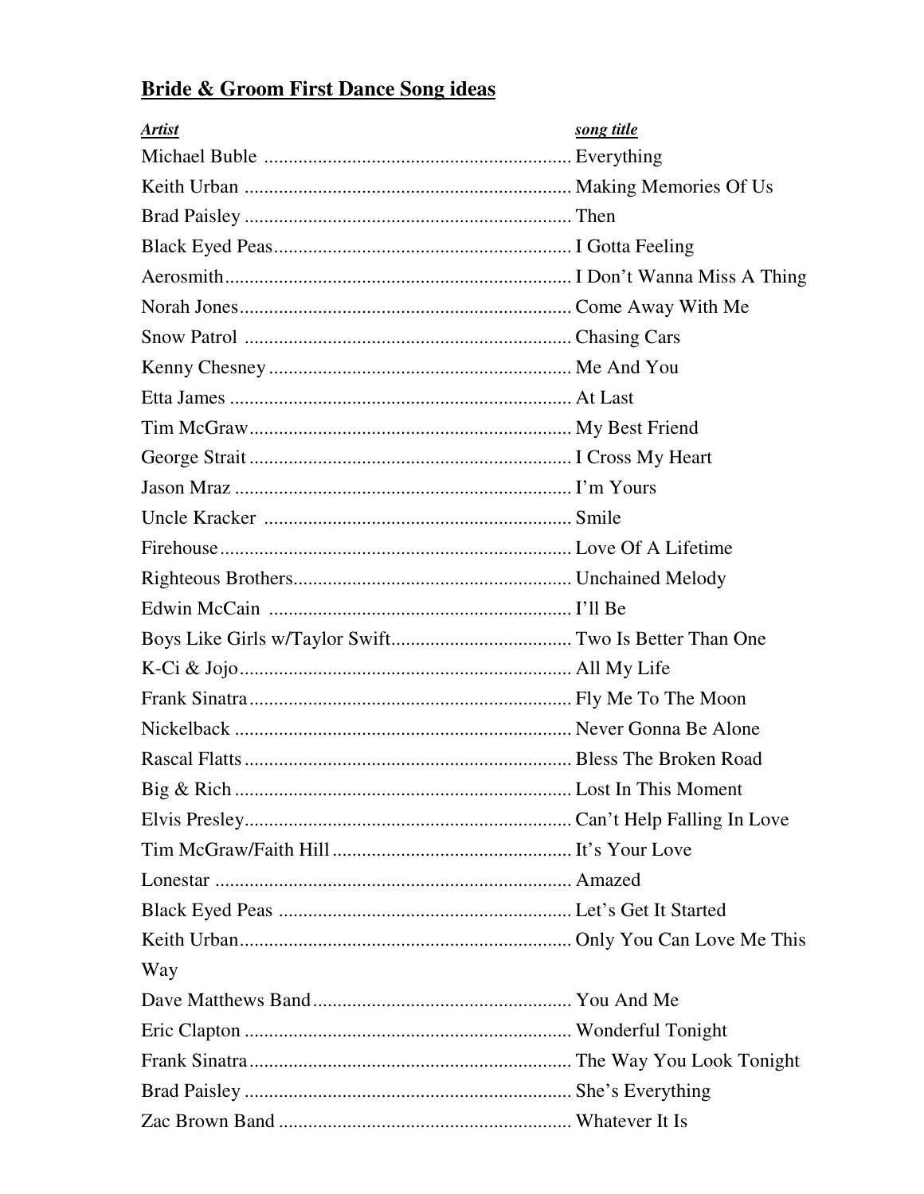# Bride & Groom First Dance Song ideas

| *Artist* | *song title* |
|---|---|
| Michael Buble | Everything |
| Keith Urban | Making Memories Of Us |
| Brad Paisley | Then |
| Black Eyed Peas | I Gotta Feeling |
| Aerosmith | I Don't Wanna Miss A Thing |
| Norah Jones | Come Away With Me |
| Snow Patrol | Chasing Cars |
| Kenny Chesney | Me And You |
| Etta James | At Last |
| Tim McGraw | My Best Friend |
| George Strait | I Cross My Heart |
| Jason Mraz | I'm Yours |
| Uncle Kracker | Smile |
| Firehouse | Love Of A Lifetime |
| Righteous Brothers | Unchained Melody |
| Edwin McCain | I'll Be |
| Boys Like Girls w/Taylor Swift | Two Is Better Than One |
| K-Ci & Jojo | All My Life |
| Frank Sinatra | Fly Me To The Moon |
| Nickelback | Never Gonna Be Alone |
| Rascal Flatts | Bless The Broken Road |
| Big & Rich | Lost In This Moment |
| Elvis Presley | Can't Help Falling In Love |
| Tim McGraw/Faith Hill | It's Your Love |
| Lonestar | Amazed |
| Black Eyed Peas | Let's Get It Started |
| Keith Urban | Only You Can Love Me This Way |
| Dave Matthews Band | You And Me |
| Eric Clapton | Wonderful Tonight |
| Frank Sinatra | The Way You Look Tonight |
| Brad Paisley | She's Everything |
| Zac Brown Band | Whatever It Is |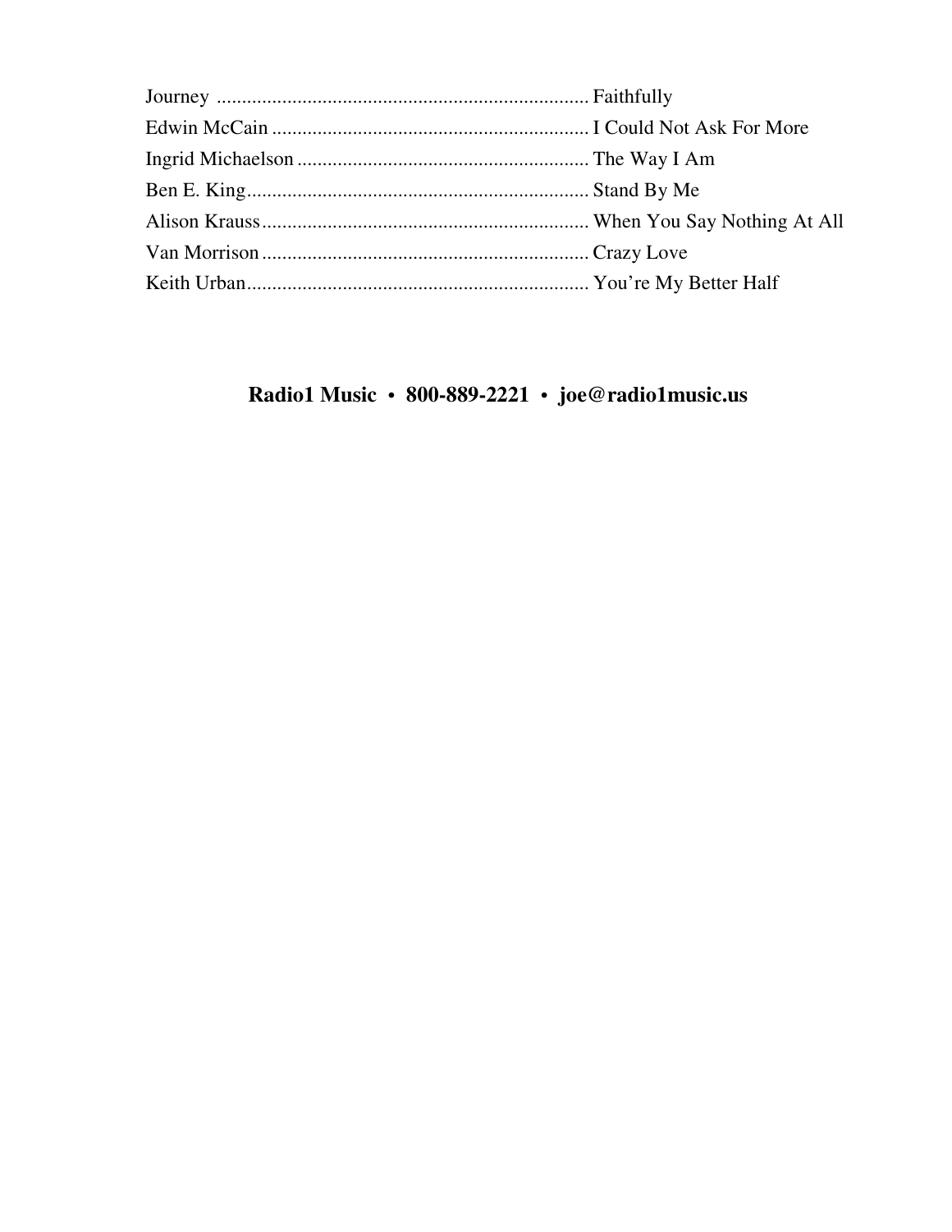Journey ........................................................................ Faithfully
Edwin McCain .............................................................. I Could Not Ask For More
Ingrid Michaelson ......................................................... The Way I Am
Ben E. King.................................................................... Stand By Me
Alison Krauss................................................................. When You Say Nothing At All
Van Morrison ................................................................. Crazy Love
Keith Urban.................................................................... You're My Better Half

**Radio1 Music • 800-889-2221 • joe@radio1music.us**